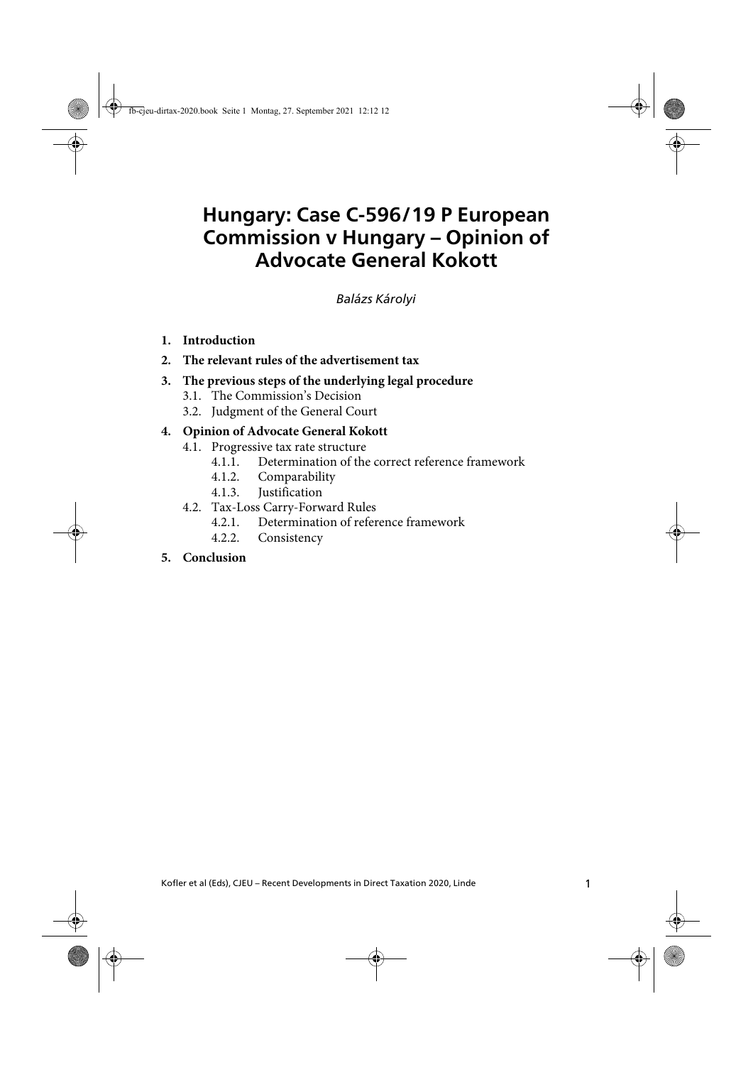# Hungary: Case C-596/19 P European Commission v Hungary – Opinion of Advocate General Kokott

*Balázs Károlyi*

1. **Introduction**
2. **The relevant rules of the advertisement tax**
3. **The previous steps of the underlying legal procedure**
   - 3.1. The Commission's Decision
   - 3.2. Judgment of the General Court
4. **Opinion of Advocate General Kokott**
   - 4.1. Progressive tax rate structure
     - 4.1.1. Determination of the correct reference framework
     - 4.1.2. Comparability
     - 4.1.3. Justification
   - 4.2. Tax-Loss Carry-Forward Rules
     - 4.2.1. Determination of reference framework
     - 4.2.2. Consistency
5. **Conclusion**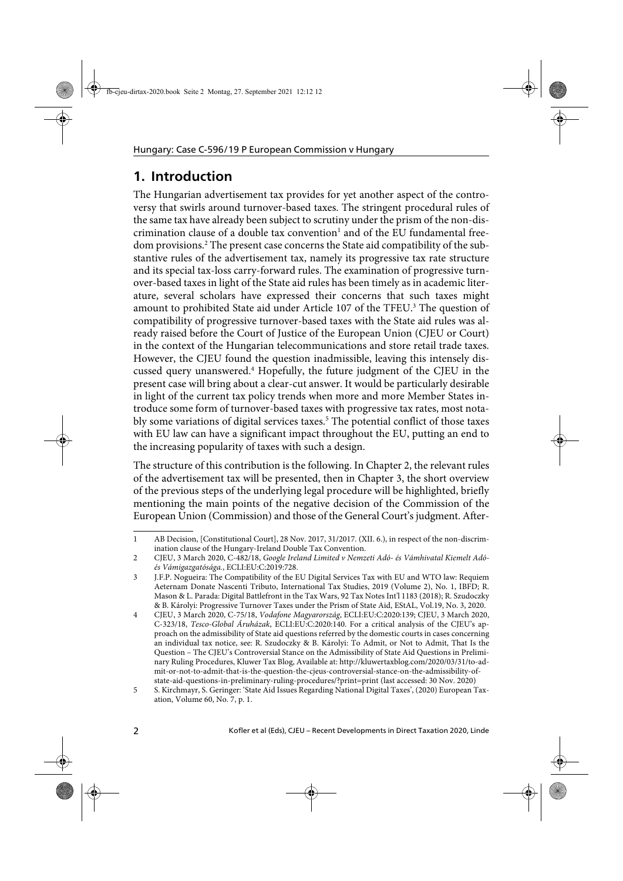## 1. Introduction

The Hungarian advertisement tax provides for yet another aspect of the controversy that swirls around turnover-based taxes. The stringent procedural rules of the same tax have already been subject to scrutiny under the prism of the non-discrimination clause of a double tax convention[1] and of the EU fundamental freedom provisions.[2] The present case concerns the State aid compatibility of the substantive rules of the advertisement tax, namely its progressive tax rate structure and its special tax-loss carry-forward rules. The examination of progressive turnover-based taxes in light of the State aid rules has been timely as in academic literature, several scholars have expressed their concerns that such taxes might amount to prohibited State aid under Article 107 of the TFEU.[3] The question of compatibility of progressive turnover-based taxes with the State aid rules was already raised before the Court of Justice of the European Union (CJEU or Court) in the context of the Hungarian telecommunications and store retail trade taxes. However, the CJEU found the question inadmissible, leaving this intensely discussed query unanswered.[4] Hopefully, the future judgment of the CJEU in the present case will bring about a clear-cut answer. It would be particularly desirable in light of the current tax policy trends when more and more Member States introduce some form of turnover-based taxes with progressive tax rates, most notably some variations of digital services taxes.[5] The potential conflict of those taxes with EU law can have a significant impact throughout the EU, putting an end to the increasing popularity of taxes with such a design.

The structure of this contribution is the following. In Chapter 2, the relevant rules of the advertisement tax will be presented, then in Chapter 3, the short overview of the previous steps of the underlying legal procedure will be highlighted, briefly mentioning the main points of the negative decision of the Commission of the European Union (Commission) and those of the General Court's judgment. After-

---

1 AB Decision, [Constitutional Court], 28 Nov. 2017, 31/2017. (XII. 6.), in respect of the non-discrimination clause of the Hungary-Ireland Double Tax Convention.

2 CJEU, 3 March 2020, C-482/18, *Google Ireland Limited v Nemzeti Adó- és Vámhivatal Kiemelt Adó- és Vámigazgatósága.*, ECLI:EU:C:2019:728.

3 J.F.P. Nogueira: The Compatibility of the EU Digital Services Tax with EU and WTO law: Requiem Aeternam Donate Nascenti Tributo, International Tax Studies, 2019 (Volume 2), No. 1, IBFD; R. Mason & L. Parada: Digital Battlefront in the Tax Wars, 92 Tax Notes Int'l 1183 (2018); R. Szudoczky & B. Károlyi: Progressive Turnover Taxes under the Prism of State Aid, EStAL, Vol.19, No. 3, 2020.

4 CJEU, 3 March 2020, C-75/18, *Vodafone Magyarország*, ECLI:EU:C:2020:139; CJEU, 3 March 2020, C-323/18, *Tesco-Global Áruházak*, ECLI:EU:C:2020:140. For a critical analysis of the CJEU's approach on the admissibility of State aid questions referred by the domestic courts in cases concerning an individual tax notice, see: R. Szudoczky & B. Károlyi: To Admit, or Not to Admit, That Is the Question – The CJEU's Controversial Stance on the Admissibility of State Aid Questions in Preliminary Ruling Procedures, Kluwer Tax Blog, Available at: http://kluwertaxblog.com/2020/03/31/to-admit-or-not-to-admit-that-is-the-question-the-cjeus-controversial-stance-on-the-admissibility-of-state-aid-questions-in-preliminary-ruling-procedures/?print=print (last accessed: 30 Nov. 2020)

5 S. Kirchmayr, S. Geringer: 'State Aid Issues Regarding National Digital Taxes', (2020) European Taxation, Volume 60, No. 7, p. 1.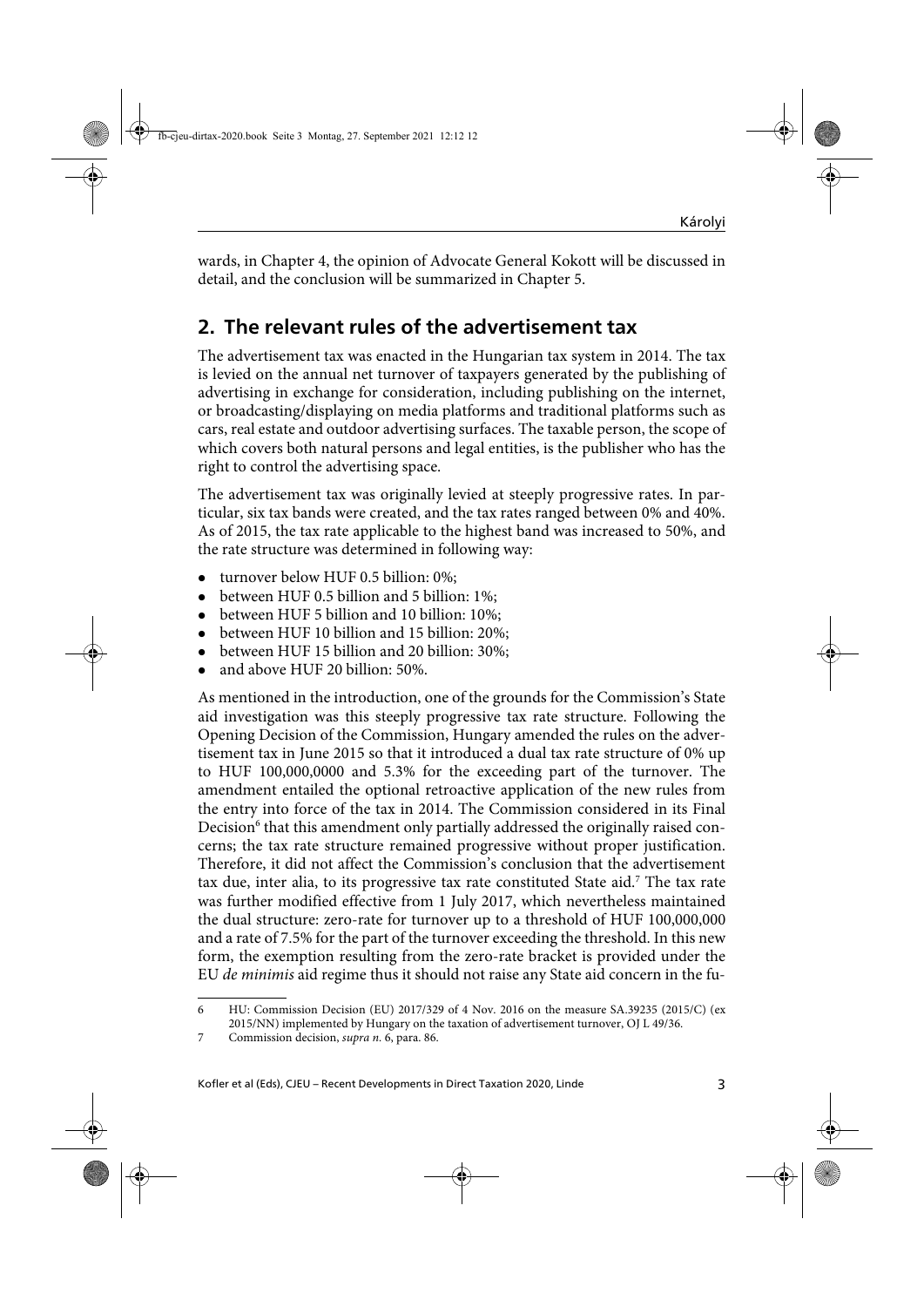wards, in Chapter 4, the opinion of Advocate General Kokott will be discussed in detail, and the conclusion will be summarized in Chapter 5.

## 2. The relevant rules of the advertisement tax

The advertisement tax was enacted in the Hungarian tax system in 2014. The tax is levied on the annual net turnover of taxpayers generated by the publishing of advertising in exchange for consideration, including publishing on the internet, or broadcasting/displaying on media platforms and traditional platforms such as cars, real estate and outdoor advertising surfaces. The taxable person, the scope of which covers both natural persons and legal entities, is the publisher who has the right to control the advertising space.

The advertisement tax was originally levied at steeply progressive rates. In particular, six tax bands were created, and the tax rates ranged between 0% and 40%. As of 2015, the tax rate applicable to the highest band was increased to 50%, and the rate structure was determined in following way:

- turnover below HUF 0.5 billion: 0%;
- between HUF 0.5 billion and 5 billion: 1%;
- between HUF 5 billion and 10 billion: 10%;
- between HUF 10 billion and 15 billion: 20%;
- between HUF 15 billion and 20 billion: 30%;
- and above HUF 20 billion: 50%.

As mentioned in the introduction, one of the grounds for the Commission's State aid investigation was this steeply progressive tax rate structure. Following the Opening Decision of the Commission, Hungary amended the rules on the advertisement tax in June 2015 so that it introduced a dual tax rate structure of 0% up to HUF 100,000,0000 and 5.3% for the exceeding part of the turnover. The amendment entailed the optional retroactive application of the new rules from the entry into force of the tax in 2014. The Commission considered in its Final Decision[6] that this amendment only partially addressed the originally raised concerns; the tax rate structure remained progressive without proper justification. Therefore, it did not affect the Commission's conclusion that the advertisement tax due, inter alia, to its progressive tax rate constituted State aid.[7] The tax rate was further modified effective from 1 July 2017, which nevertheless maintained the dual structure: zero-rate for turnover up to a threshold of HUF 100,000,000 and a rate of 7.5% for the part of the turnover exceeding the threshold. In this new form, the exemption resulting from the zero-rate bracket is provided under the EU *de minimis* aid regime thus it should not raise any State aid concern in the fu-

---

6 HU: Commission Decision (EU) 2017/329 of 4 Nov. 2016 on the measure SA.39235 (2015/C) (ex 2015/NN) implemented by Hungary on the taxation of advertisement turnover, OJ L 49/36.

7 Commission decision, *supra n.* 6, para. 86.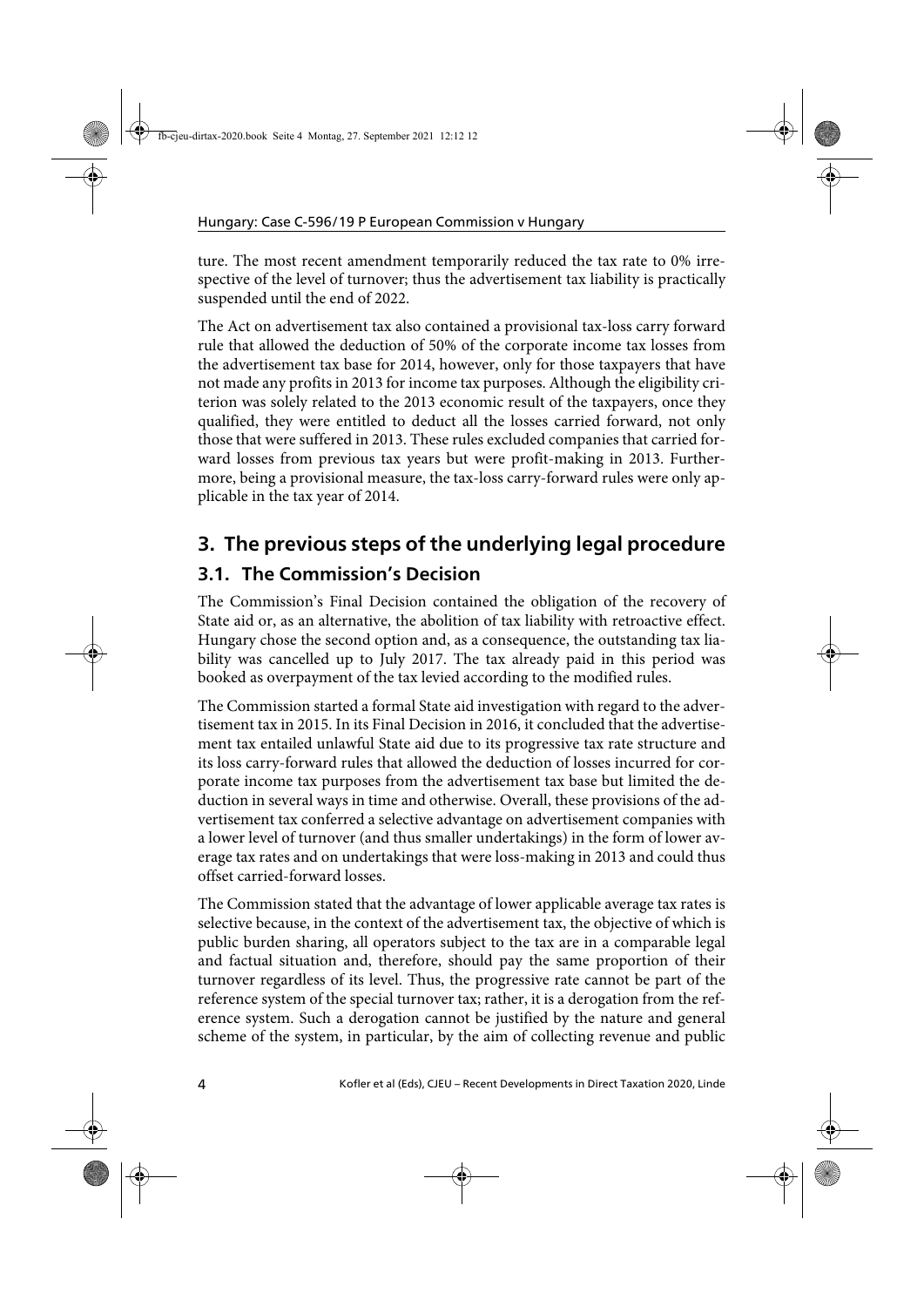ture. The most recent amendment temporarily reduced the tax rate to 0% irrespective of the level of turnover; thus the advertisement tax liability is practically suspended until the end of 2022.

The Act on advertisement tax also contained a provisional tax-loss carry forward rule that allowed the deduction of 50% of the corporate income tax losses from the advertisement tax base for 2014, however, only for those taxpayers that have not made any profits in 2013 for income tax purposes. Although the eligibility criterion was solely related to the 2013 economic result of the taxpayers, once they qualified, they were entitled to deduct all the losses carried forward, not only those that were suffered in 2013. These rules excluded companies that carried forward losses from previous tax years but were profit-making in 2013. Furthermore, being a provisional measure, the tax-loss carry-forward rules were only applicable in the tax year of 2014.

## 3. The previous steps of the underlying legal procedure

### 3.1. The Commission's Decision

The Commission's Final Decision contained the obligation of the recovery of State aid or, as an alternative, the abolition of tax liability with retroactive effect. Hungary chose the second option and, as a consequence, the outstanding tax liability was cancelled up to July 2017. The tax already paid in this period was booked as overpayment of the tax levied according to the modified rules.

The Commission started a formal State aid investigation with regard to the advertisement tax in 2015. In its Final Decision in 2016, it concluded that the advertisement tax entailed unlawful State aid due to its progressive tax rate structure and its loss carry-forward rules that allowed the deduction of losses incurred for corporate income tax purposes from the advertisement tax base but limited the deduction in several ways in time and otherwise. Overall, these provisions of the advertisement tax conferred a selective advantage on advertisement companies with a lower level of turnover (and thus smaller undertakings) in the form of lower average tax rates and on undertakings that were loss-making in 2013 and could thus offset carried-forward losses.

The Commission stated that the advantage of lower applicable average tax rates is selective because, in the context of the advertisement tax, the objective of which is public burden sharing, all operators subject to the tax are in a comparable legal and factual situation and, therefore, should pay the same proportion of their turnover regardless of its level. Thus, the progressive rate cannot be part of the reference system of the special turnover tax; rather, it is a derogation from the reference system. Such a derogation cannot be justified by the nature and general scheme of the system, in particular, by the aim of collecting revenue and public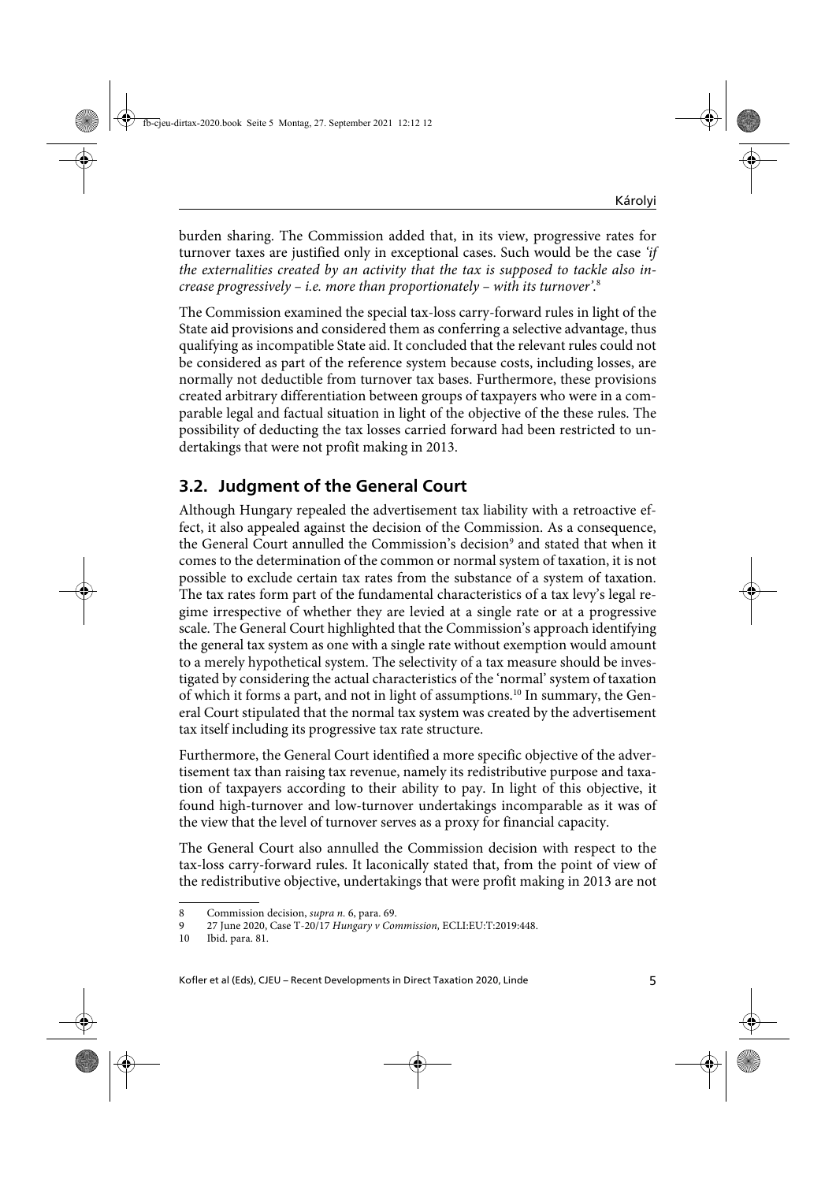burden sharing. The Commission added that, in its view, progressive rates for turnover taxes are justified only in exceptional cases. Such would be the case *'if the externalities created by an activity that the tax is supposed to tackle also increase progressively – i.e. more than proportionately – with its turnover'*.[8]

The Commission examined the special tax-loss carry-forward rules in light of the State aid provisions and considered them as conferring a selective advantage, thus qualifying as incompatible State aid. It concluded that the relevant rules could not be considered as part of the reference system because costs, including losses, are normally not deductible from turnover tax bases. Furthermore, these provisions created arbitrary differentiation between groups of taxpayers who were in a comparable legal and factual situation in light of the objective of the these rules. The possibility of deducting the tax losses carried forward had been restricted to undertakings that were not profit making in 2013.

## 3.2. Judgment of the General Court

Although Hungary repealed the advertisement tax liability with a retroactive effect, it also appealed against the decision of the Commission. As a consequence, the General Court annulled the Commission's decision[9] and stated that when it comes to the determination of the common or normal system of taxation, it is not possible to exclude certain tax rates from the substance of a system of taxation. The tax rates form part of the fundamental characteristics of a tax levy's legal regime irrespective of whether they are levied at a single rate or at a progressive scale. The General Court highlighted that the Commission's approach identifying the general tax system as one with a single rate without exemption would amount to a merely hypothetical system. The selectivity of a tax measure should be investigated by considering the actual characteristics of the 'normal' system of taxation of which it forms a part, and not in light of assumptions.[10] In summary, the General Court stipulated that the normal tax system was created by the advertisement tax itself including its progressive tax rate structure.

Furthermore, the General Court identified a more specific objective of the advertisement tax than raising tax revenue, namely its redistributive purpose and taxation of taxpayers according to their ability to pay. In light of this objective, it found high-turnover and low-turnover undertakings incomparable as it was of the view that the level of turnover serves as a proxy for financial capacity.

The General Court also annulled the Commission decision with respect to the tax-loss carry-forward rules. It laconically stated that, from the point of view of the redistributive objective, undertakings that were profit making in 2013 are not

---

8 Commission decision, *supra n.* 6, para. 69.

9 27 June 2020, Case T-20/17 *Hungary v Commission,* ECLI:EU:T:2019:448.

10 Ibid. para. 81.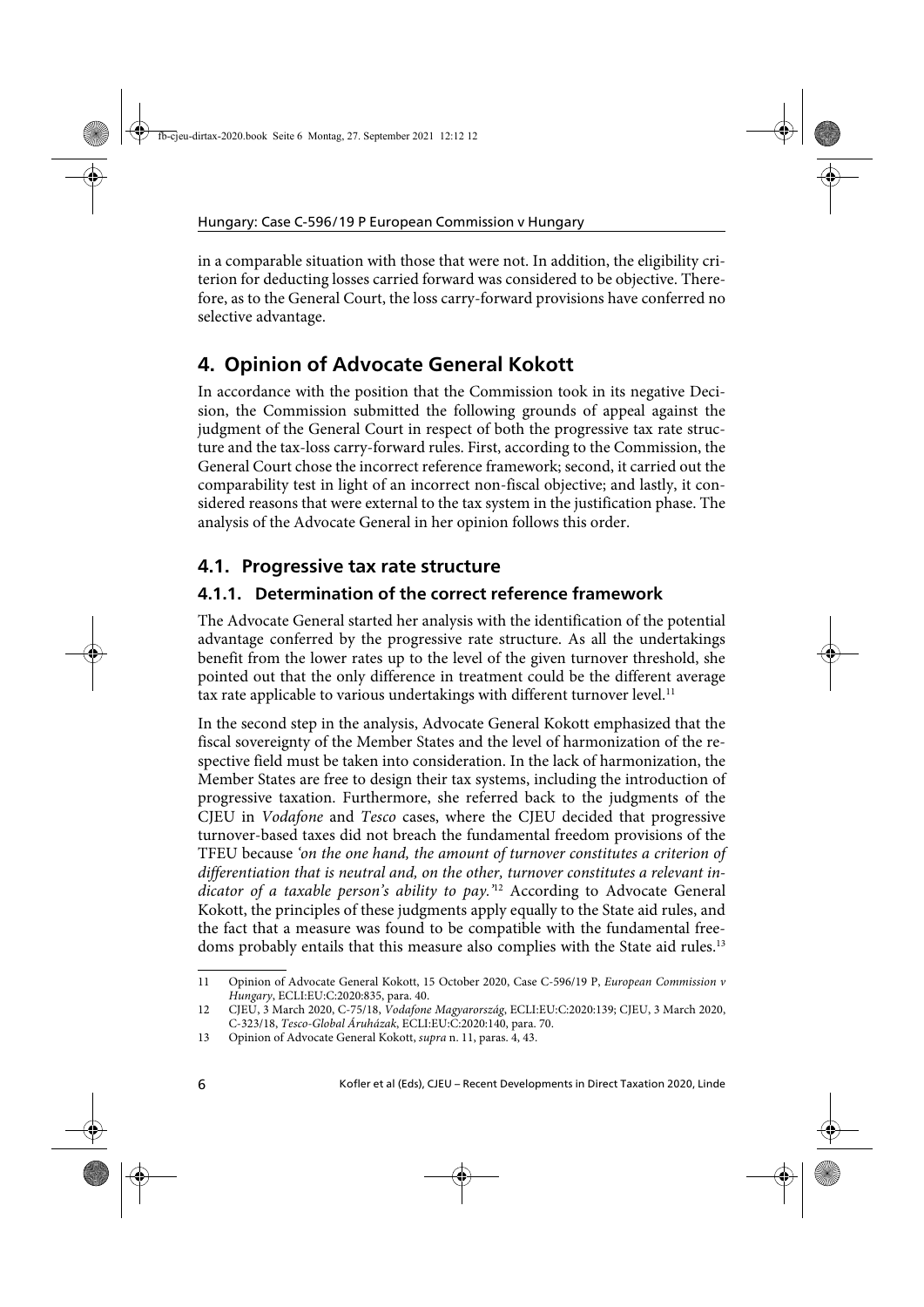in a comparable situation with those that were not. In addition, the eligibility criterion for deducting losses carried forward was considered to be objective. Therefore, as to the General Court, the loss carry-forward provisions have conferred no selective advantage.

## 4. Opinion of Advocate General Kokott

In accordance with the position that the Commission took in its negative Decision, the Commission submitted the following grounds of appeal against the judgment of the General Court in respect of both the progressive tax rate structure and the tax-loss carry-forward rules. First, according to the Commission, the General Court chose the incorrect reference framework; second, it carried out the comparability test in light of an incorrect non-fiscal objective; and lastly, it considered reasons that were external to the tax system in the justification phase. The analysis of the Advocate General in her opinion follows this order.

### 4.1. Progressive tax rate structure

#### 4.1.1. Determination of the correct reference framework

The Advocate General started her analysis with the identification of the potential advantage conferred by the progressive rate structure. As all the undertakings benefit from the lower rates up to the level of the given turnover threshold, she pointed out that the only difference in treatment could be the different average tax rate applicable to various undertakings with different turnover level.[11]

In the second step in the analysis, Advocate General Kokott emphasized that the fiscal sovereignty of the Member States and the level of harmonization of the respective field must be taken into consideration. In the lack of harmonization, the Member States are free to design their tax systems, including the introduction of progressive taxation. Furthermore, she referred back to the judgments of the CJEU in *Vodafone* and *Tesco* cases, where the CJEU decided that progressive turnover-based taxes did not breach the fundamental freedom provisions of the TFEU because *'on the one hand, the amount of turnover constitutes a criterion of differentiation that is neutral and, on the other, turnover constitutes a relevant indicator of a taxable person's ability to pay.'*[12] According to Advocate General Kokott, the principles of these judgments apply equally to the State aid rules, and the fact that a measure was found to be compatible with the fundamental freedoms probably entails that this measure also complies with the State aid rules.[13]

---

11 Opinion of Advocate General Kokott, 15 October 2020, Case C-596/19 P, *European Commission v Hungary*, ECLI:EU:C:2020:835, para. 40.

12 CJEU, 3 March 2020, C-75/18, *Vodafone Magyarország*, ECLI:EU:C:2020:139; CJEU, 3 March 2020, C-323/18, *Tesco-Global Áruházak*, ECLI:EU:C:2020:140, para. 70.

13 Opinion of Advocate General Kokott, *supra* n. 11, paras. 4, 43.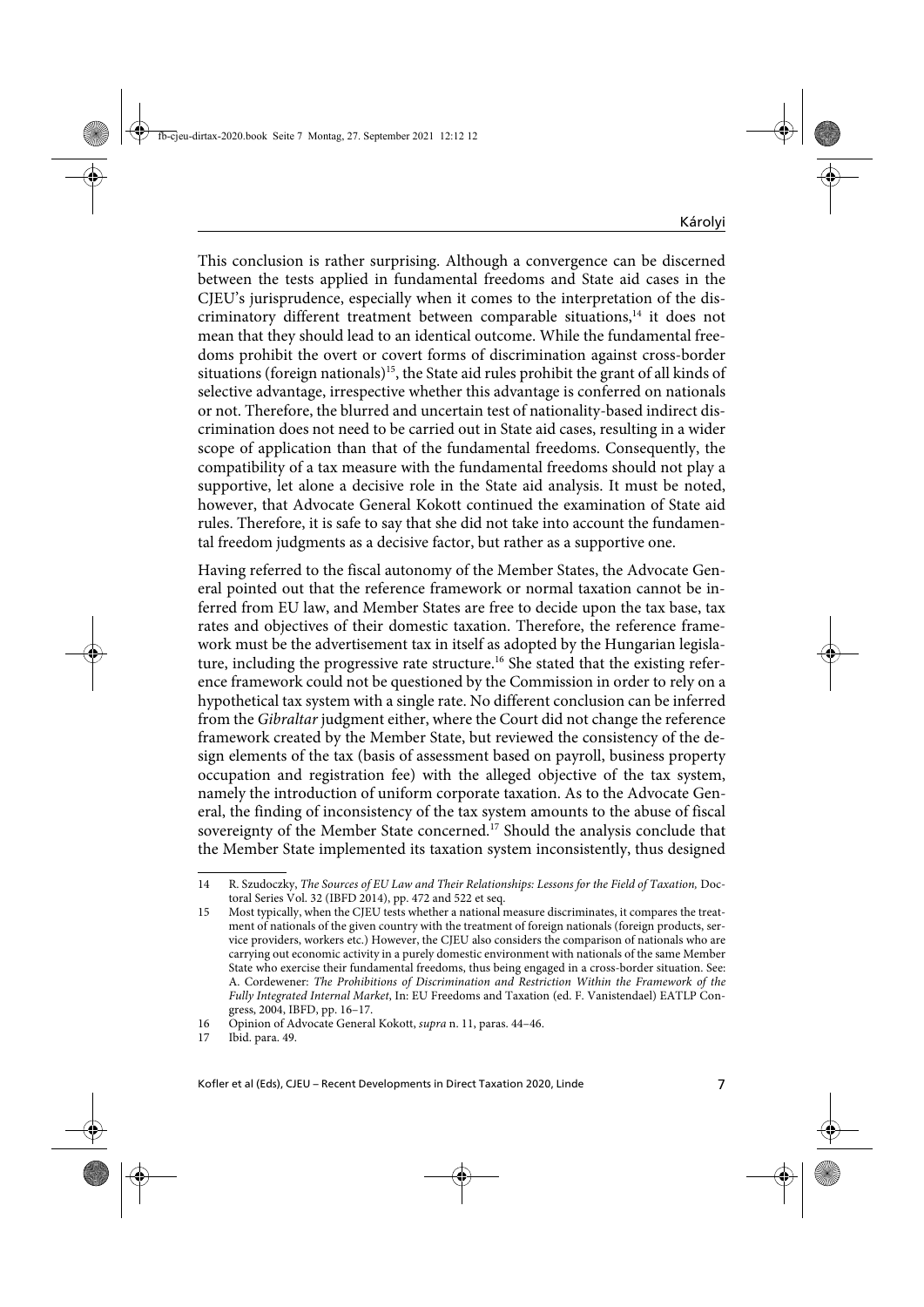This conclusion is rather surprising. Although a convergence can be discerned between the tests applied in fundamental freedoms and State aid cases in the CJEU's jurisprudence, especially when it comes to the interpretation of the discriminatory different treatment between comparable situations,[14] it does not mean that they should lead to an identical outcome. While the fundamental freedoms prohibit the overt or covert forms of discrimination against cross-border situations (foreign nationals)[15], the State aid rules prohibit the grant of all kinds of selective advantage, irrespective whether this advantage is conferred on nationals or not. Therefore, the blurred and uncertain test of nationality-based indirect discrimination does not need to be carried out in State aid cases, resulting in a wider scope of application than that of the fundamental freedoms. Consequently, the compatibility of a tax measure with the fundamental freedoms should not play a supportive, let alone a decisive role in the State aid analysis. It must be noted, however, that Advocate General Kokott continued the examination of State aid rules. Therefore, it is safe to say that she did not take into account the fundamental freedom judgments as a decisive factor, but rather as a supportive one.

Having referred to the fiscal autonomy of the Member States, the Advocate General pointed out that the reference framework or normal taxation cannot be inferred from EU law, and Member States are free to decide upon the tax base, tax rates and objectives of their domestic taxation. Therefore, the reference framework must be the advertisement tax in itself as adopted by the Hungarian legislature, including the progressive rate structure.[16] She stated that the existing reference framework could not be questioned by the Commission in order to rely on a hypothetical tax system with a single rate. No different conclusion can be inferred from the *Gibraltar* judgment either, where the Court did not change the reference framework created by the Member State, but reviewed the consistency of the design elements of the tax (basis of assessment based on payroll, business property occupation and registration fee) with the alleged objective of the tax system, namely the introduction of uniform corporate taxation. As to the Advocate General, the finding of inconsistency of the tax system amounts to the abuse of fiscal sovereignty of the Member State concerned.[17] Should the analysis conclude that the Member State implemented its taxation system inconsistently, thus designed

---

14 R. Szudoczky, *The Sources of EU Law and Their Relationships: Lessons for the Field of Taxation,* Doctoral Series Vol. 32 (IBFD 2014), pp. 472 and 522 et seq.

15 Most typically, when the CJEU tests whether a national measure discriminates, it compares the treatment of nationals of the given country with the treatment of foreign nationals (foreign products, service providers, workers etc.) However, the CJEU also considers the comparison of nationals who are carrying out economic activity in a purely domestic environment with nationals of the same Member State who exercise their fundamental freedoms, thus being engaged in a cross-border situation. See: A. Cordewener: *The Prohibitions of Discrimination and Restriction Within the Framework of the Fully Integrated Internal Market*, In: EU Freedoms and Taxation (ed. F. Vanistendael) EATLP Congress, 2004, IBFD, pp. 16–17.

16 Opinion of Advocate General Kokott, *supra* n. 11, paras. 44–46.

17 Ibid. para. 49.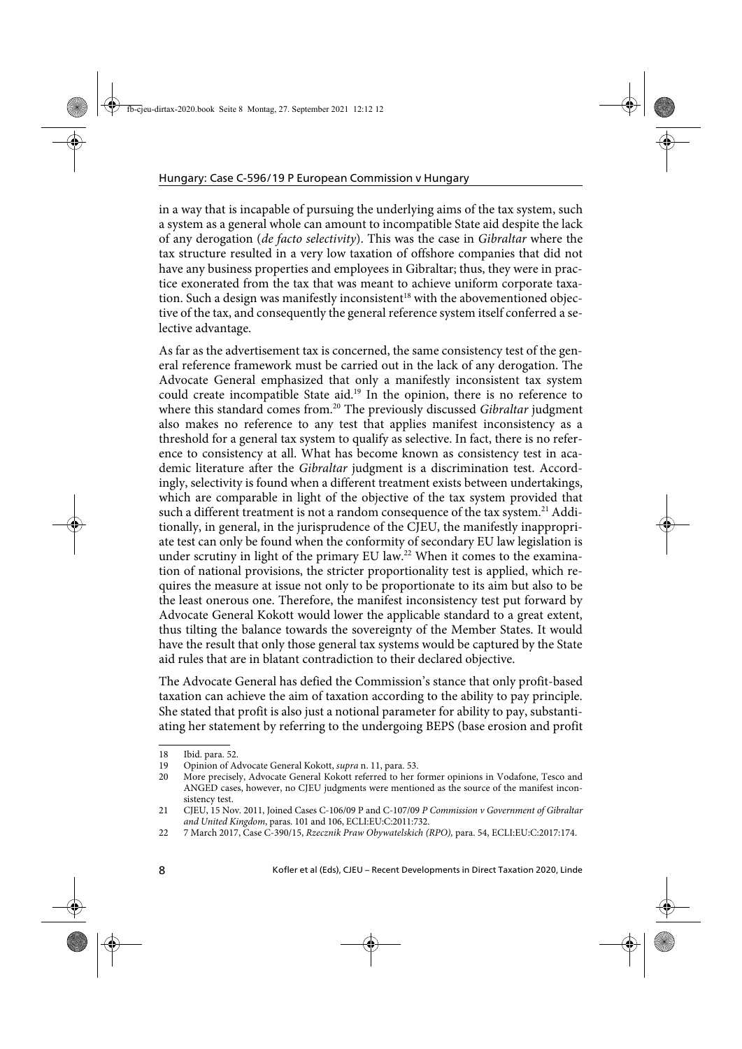in a way that is incapable of pursuing the underlying aims of the tax system, such a system as a general whole can amount to incompatible State aid despite the lack of any derogation (*de facto selectivity*). This was the case in *Gibraltar* where the tax structure resulted in a very low taxation of offshore companies that did not have any business properties and employees in Gibraltar; thus, they were in practice exonerated from the tax that was meant to achieve uniform corporate taxation. Such a design was manifestly inconsistent[18] with the abovementioned objective of the tax, and consequently the general reference system itself conferred a selective advantage.

As far as the advertisement tax is concerned, the same consistency test of the general reference framework must be carried out in the lack of any derogation. The Advocate General emphasized that only a manifestly inconsistent tax system could create incompatible State aid.[19] In the opinion, there is no reference to where this standard comes from.[20] The previously discussed *Gibraltar* judgment also makes no reference to any test that applies manifest inconsistency as a threshold for a general tax system to qualify as selective. In fact, there is no reference to consistency at all. What has become known as consistency test in academic literature after the *Gibraltar* judgment is a discrimination test. Accordingly, selectivity is found when a different treatment exists between undertakings, which are comparable in light of the objective of the tax system provided that such a different treatment is not a random consequence of the tax system.[21] Additionally, in general, in the jurisprudence of the CJEU, the manifestly inappropriate test can only be found when the conformity of secondary EU law legislation is under scrutiny in light of the primary EU law.[22] When it comes to the examination of national provisions, the stricter proportionality test is applied, which requires the measure at issue not only to be proportionate to its aim but also to be the least onerous one. Therefore, the manifest inconsistency test put forward by Advocate General Kokott would lower the applicable standard to a great extent, thus tilting the balance towards the sovereignty of the Member States. It would have the result that only those general tax systems would be captured by the State aid rules that are in blatant contradiction to their declared objective.

The Advocate General has defied the Commission's stance that only profit-based taxation can achieve the aim of taxation according to the ability to pay principle. She stated that profit is also just a notional parameter for ability to pay, substantiating her statement by referring to the undergoing BEPS (base erosion and profit

---

18 Ibid. para. 52.

19 Opinion of Advocate General Kokott, *supra* n. 11, para. 53.

20 More precisely, Advocate General Kokott referred to her former opinions in Vodafone, Tesco and ANGED cases, however, no CJEU judgments were mentioned as the source of the manifest inconsistency test.

21 CJEU, 15 Nov. 2011, Joined Cases C-106/09 P and C-107/09 *P Commission v Government of Gibraltar and United Kingdom*, paras. 101 and 106, ECLI:EU:C:2011:732.

22 7 March 2017, Case C-390/15, *Rzecznik Praw Obywatelskich (RPO)*, para. 54, ECLI:EU:C:2017:174.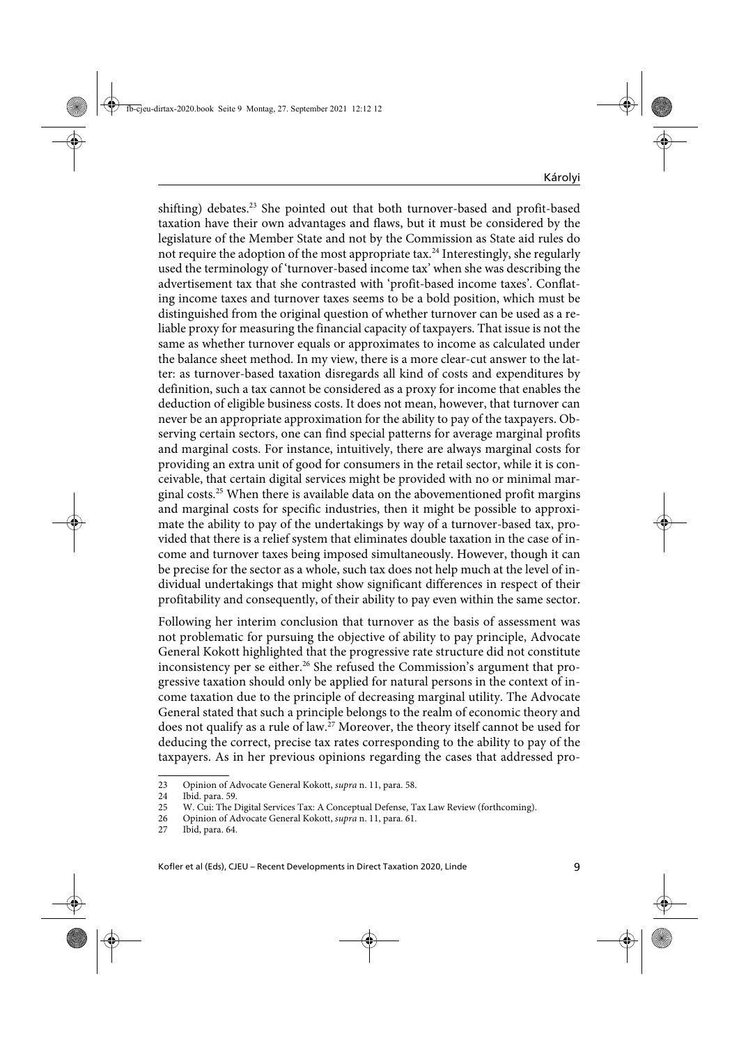shifting) debates.[23] She pointed out that both turnover-based and profit-based taxation have their own advantages and flaws, but it must be considered by the legislature of the Member State and not by the Commission as State aid rules do not require the adoption of the most appropriate tax.[24] Interestingly, she regularly used the terminology of 'turnover-based income tax' when she was describing the advertisement tax that she contrasted with 'profit-based income taxes'. Conflating income taxes and turnover taxes seems to be a bold position, which must be distinguished from the original question of whether turnover can be used as a reliable proxy for measuring the financial capacity of taxpayers. That issue is not the same as whether turnover equals or approximates to income as calculated under the balance sheet method. In my view, there is a more clear-cut answer to the latter: as turnover-based taxation disregards all kind of costs and expenditures by definition, such a tax cannot be considered as a proxy for income that enables the deduction of eligible business costs. It does not mean, however, that turnover can never be an appropriate approximation for the ability to pay of the taxpayers. Observing certain sectors, one can find special patterns for average marginal profits and marginal costs. For instance, intuitively, there are always marginal costs for providing an extra unit of good for consumers in the retail sector, while it is conceivable, that certain digital services might be provided with no or minimal marginal costs.[25] When there is available data on the abovementioned profit margins and marginal costs for specific industries, then it might be possible to approximate the ability to pay of the undertakings by way of a turnover-based tax, provided that there is a relief system that eliminates double taxation in the case of income and turnover taxes being imposed simultaneously. However, though it can be precise for the sector as a whole, such tax does not help much at the level of individual undertakings that might show significant differences in respect of their profitability and consequently, of their ability to pay even within the same sector.

Following her interim conclusion that turnover as the basis of assessment was not problematic for pursuing the objective of ability to pay principle, Advocate General Kokott highlighted that the progressive rate structure did not constitute inconsistency per se either.[26] She refused the Commission's argument that progressive taxation should only be applied for natural persons in the context of income taxation due to the principle of decreasing marginal utility. The Advocate General stated that such a principle belongs to the realm of economic theory and does not qualify as a rule of law.[27] Moreover, the theory itself cannot be used for deducing the correct, precise tax rates corresponding to the ability to pay of the taxpayers. As in her previous opinions regarding the cases that addressed pro-

---

23 Opinion of Advocate General Kokott, *supra* n. 11, para. 58.

24 Ibid. para. 59.

25 W. Cui: The Digital Services Tax: A Conceptual Defense, Tax Law Review (forthcoming).

26 Opinion of Advocate General Kokott, *supra* n. 11, para. 61.

27 Ibid, para. 64.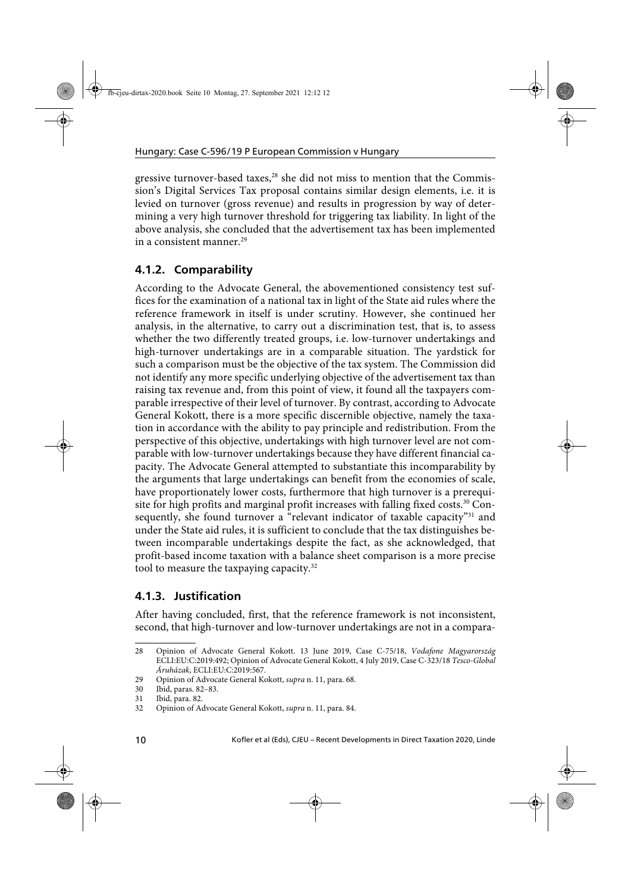gressive turnover-based taxes,[28] she did not miss to mention that the Commission's Digital Services Tax proposal contains similar design elements, i.e. it is levied on turnover (gross revenue) and results in progression by way of determining a very high turnover threshold for triggering tax liability. In light of the above analysis, she concluded that the advertisement tax has been implemented in a consistent manner.[29]

### 4.1.2. Comparability

According to the Advocate General, the abovementioned consistency test suffices for the examination of a national tax in light of the State aid rules where the reference framework in itself is under scrutiny. However, she continued her analysis, in the alternative, to carry out a discrimination test, that is, to assess whether the two differently treated groups, i.e. low-turnover undertakings and high-turnover undertakings are in a comparable situation. The yardstick for such a comparison must be the objective of the tax system. The Commission did not identify any more specific underlying objective of the advertisement tax than raising tax revenue and, from this point of view, it found all the taxpayers comparable irrespective of their level of turnover. By contrast, according to Advocate General Kokott, there is a more specific discernible objective, namely the taxation in accordance with the ability to pay principle and redistribution. From the perspective of this objective, undertakings with high turnover level are not comparable with low-turnover undertakings because they have different financial capacity. The Advocate General attempted to substantiate this incomparability by the arguments that large undertakings can benefit from the economies of scale, have proportionately lower costs, furthermore that high turnover is a prerequisite for high profits and marginal profit increases with falling fixed costs.[30] Consequently, she found turnover a "relevant indicator of taxable capacity"[31] and under the State aid rules, it is sufficient to conclude that the tax distinguishes between incomparable undertakings despite the fact, as she acknowledged, that profit-based income taxation with a balance sheet comparison is a more precise tool to measure the taxpaying capacity.[32]

### 4.1.3. Justification

After having concluded, first, that the reference framework is not inconsistent, second, that high-turnover and low-turnover undertakings are not in a compara-

---

28 Opinion of Advocate General Kokott. 13 June 2019, Case C-75/18, *Vodafone Magyarország* ECLI:EU:C:2019:492; Opinion of Advocate General Kokott, 4 July 2019, Case C-323/18 *Tesco-Global Áruházak*, ECLI:EU:C:2019:567.

29 Opinion of Advocate General Kokott, *supra* n. 11, para. 68.

30 Ibid, paras. 82–83.

31 Ibid, para. 82.

32 Opinion of Advocate General Kokott, *supra* n. 11, para. 84.